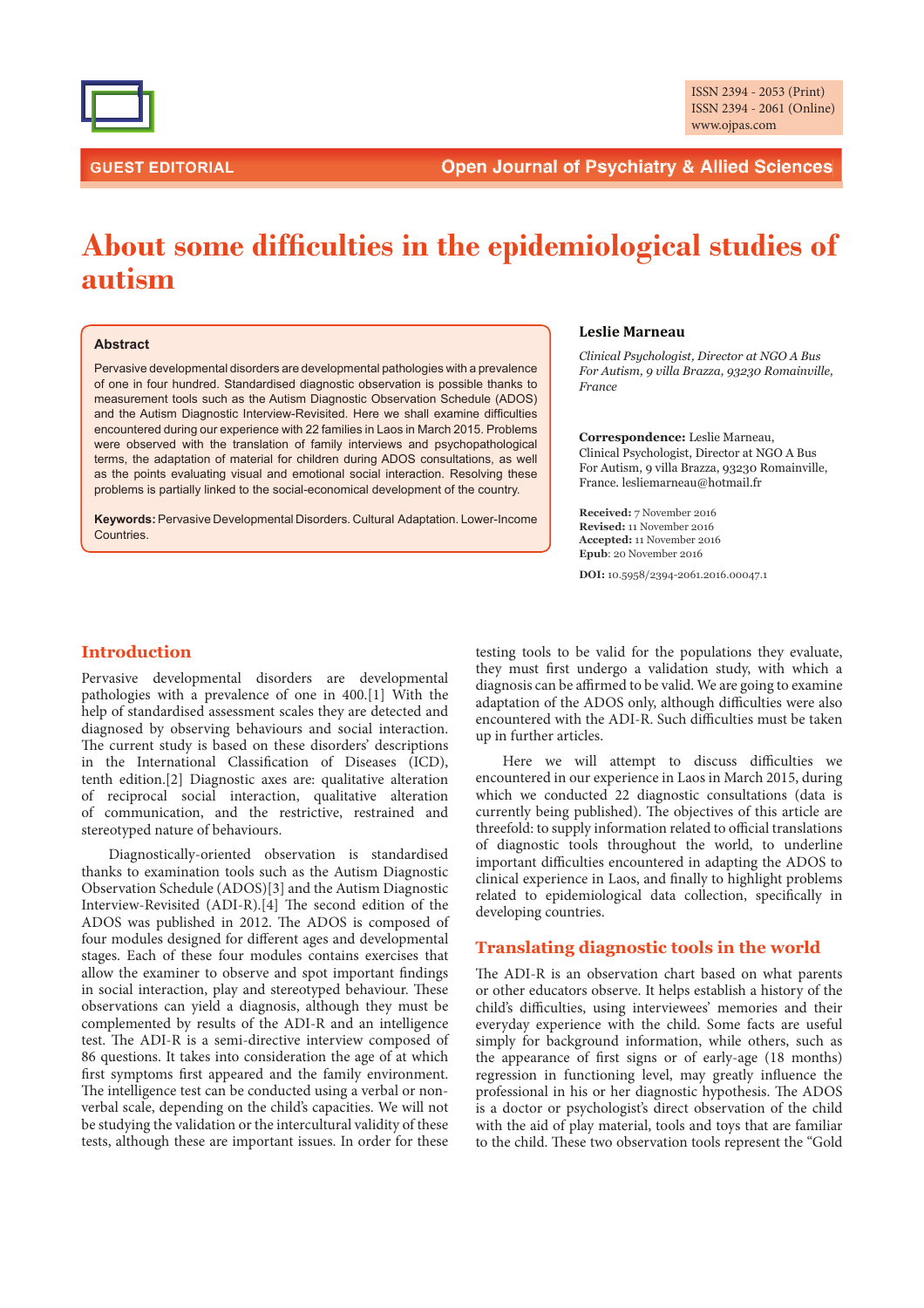GUEST EDITORIAL

# About some difficulties in the epidemiological studies of autism

**Leslie Marneau**

*Clinical Psychologist, Director at NGO A Bus For Autism, 9 villa Brazza, 93230 Romainville, France*

**Correspondence:** Leslie Marneau, Clinical Psychologist, Director at NGO A Bus For Autism, 9 villa Brazza, 93230 Romainville, France. lesliemarneau@hotmail.fr

**Received:** 7 November 2016
**Revised:** 11 November 2016
**Accepted:** 11 November 2016
**Epub**: 20 November 2016

**DOI:** 10.5958/2394-2061.2016.00047.1

### Abstract

Pervasive developmental disorders are developmental pathologies with a prevalence of one in four hundred. Standardised diagnostic observation is possible thanks to measurement tools such as the Autism Diagnostic Observation Schedule (ADOS) and the Autism Diagnostic Interview-Revisited. Here we shall examine difficulties encountered during our experience with 22 families in Laos in March 2015. Problems were observed with the translation of family interviews and psychopathological terms, the adaptation of material for children during ADOS consultations, as well as the points evaluating visual and emotional social interaction. Resolving these problems is partially linked to the social-economical development of the country.

**Keywords:** Pervasive Developmental Disorders. Cultural Adaptation. Lower-Income Countries.

## Introduction

Pervasive developmental disorders are developmental pathologies with a prevalence of one in 400.[1] With the help of standardised assessment scales they are detected and diagnosed by observing behaviours and social interaction. The current study is based on these disorders' descriptions in the International Classification of Diseases (ICD), tenth edition.[2] Diagnostic axes are: qualitative alteration of reciprocal social interaction, qualitative alteration of communication, and the restrictive, restrained and stereotyped nature of behaviours.

Diagnostically-oriented observation is standardised thanks to examination tools such as the Autism Diagnostic Observation Schedule (ADOS)[3] and the Autism Diagnostic Interview-Revisited (ADI-R).[4] The second edition of the ADOS was published in 2012. The ADOS is composed of four modules designed for different ages and developmental stages. Each of these four modules contains exercises that allow the examiner to observe and spot important findings in social interaction, play and stereotyped behaviour. These observations can yield a diagnosis, although they must be complemented by results of the ADI-R and an intelligence test. The ADI-R is a semi-directive interview composed of 86 questions. It takes into consideration the age of at which first symptoms first appeared and the family environment. The intelligence test can be conducted using a verbal or non-verbal scale, depending on the child's capacities. We will not be studying the validation or the intercultural validity of these tests, although these are important issues. In order for these testing tools to be valid for the populations they evaluate, they must first undergo a validation study, with which a diagnosis can be affirmed to be valid. We are going to examine adaptation of the ADOS only, although difficulties were also encountered with the ADI-R. Such difficulties must be taken up in further articles.

Here we will attempt to discuss difficulties we encountered in our experience in Laos in March 2015, during which we conducted 22 diagnostic consultations (data is currently being published). The objectives of this article are threefold: to supply information related to official translations of diagnostic tools throughout the world, to underline important difficulties encountered in adapting the ADOS to clinical experience in Laos, and finally to highlight problems related to epidemiological data collection, specifically in developing countries.

## Translating diagnostic tools in the world

The ADI-R is an observation chart based on what parents or other educators observe. It helps establish a history of the child's difficulties, using interviewees' memories and their everyday experience with the child. Some facts are useful simply for background information, while others, such as the appearance of first signs or of early-age (18 months) regression in functioning level, may greatly influence the professional in his or her diagnostic hypothesis. The ADOS is a doctor or psychologist's direct observation of the child with the aid of play material, tools and toys that are familiar to the child. These two observation tools represent the "Gold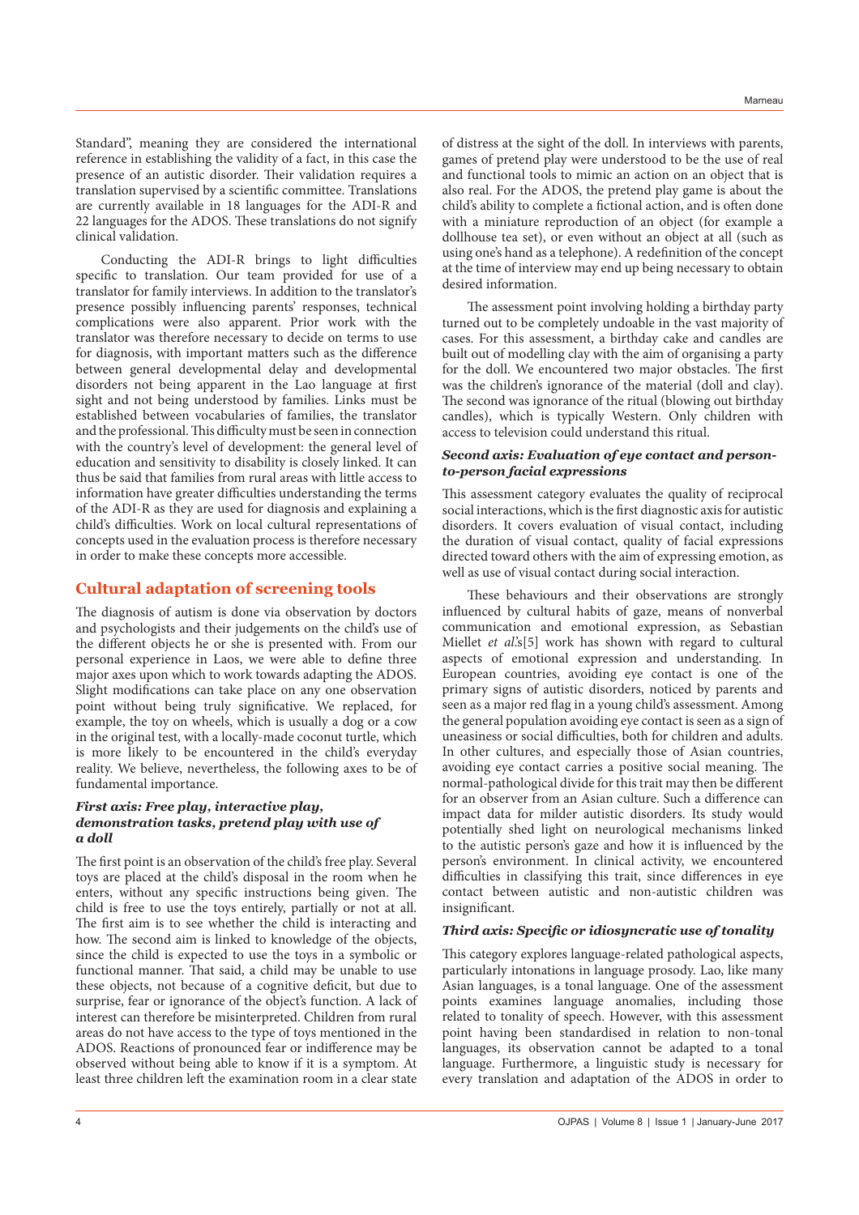Standard", meaning they are considered the international reference in establishing the validity of a fact, in this case the presence of an autistic disorder. Their validation requires a translation supervised by a scientific committee. Translations are currently available in 18 languages for the ADI-R and 22 languages for the ADOS. These translations do not signify clinical validation.

Conducting the ADI-R brings to light difficulties specific to translation. Our team provided for use of a translator for family interviews. In addition to the translator's presence possibly influencing parents' responses, technical complications were also apparent. Prior work with the translator was therefore necessary to decide on terms to use for diagnosis, with important matters such as the difference between general developmental delay and developmental disorders not being apparent in the Lao language at first sight and not being understood by families. Links must be established between vocabularies of families, the translator and the professional. This difficulty must be seen in connection with the country's level of development: the general level of education and sensitivity to disability is closely linked. It can thus be said that families from rural areas with little access to information have greater difficulties understanding the terms of the ADI-R as they are used for diagnosis and explaining a child's difficulties. Work on local cultural representations of concepts used in the evaluation process is therefore necessary in order to make these concepts more accessible.

## Cultural adaptation of screening tools

The diagnosis of autism is done via observation by doctors and psychologists and their judgements on the child's use of the different objects he or she is presented with. From our personal experience in Laos, we were able to define three major axes upon which to work towards adapting the ADOS. Slight modifications can take place on any one observation point without being truly significant. We replaced, for example, the toy on wheels, which is usually a dog or a cow in the original test, with a locally-made coconut turtle, which is more likely to be encountered in the child's everyday reality. We believe, nevertheless, the following axes to be of fundamental importance.

### *First axis: Free play, interactive play, demonstration tasks, pretend play with use of a doll*

The first point is an observation of the child's free play. Several toys are placed at the child's disposal in the room when he enters, without any specific instructions being given. The child is free to use the toys entirely, partially or not at all. The first aim is to see whether the child is interacting and how. The second aim is linked to knowledge of the objects, since the child is expected to use the toys in a symbolic or functional manner. That said, a child may be unable to use these objects, not because of a cognitive deficit, but due to surprise, fear or ignorance of the object's function. A lack of interest can therefore be misinterpreted. Children from rural areas do not have access to the type of toys mentioned in the ADOS. Reactions of pronounced fear or indifference may be observed without being able to know if it is a symptom. At least three children left the examination room in a clear state of distress at the sight of the doll. In interviews with parents, games of pretend play were understood to be the use of real and functional tools to mimic an action on an object that is also real. For the ADOS, the pretend play game is about the child's ability to complete a fictional action, and is often done with a miniature reproduction of an object (for example a dollhouse tea set), or even without an object at all (such as using one's hand as a telephone). A redefinition of the concept at the time of interview may end up being necessary to obtain desired information.

The assessment point involving holding a birthday party turned out to be completely undoable in the vast majority of cases. For this assessment, a birthday cake and candles are built out of modelling clay with the aim of organising a party for the doll. We encountered two major obstacles. The first was the children's ignorance of the material (doll and clay). The second was ignorance of the ritual (blowing out birthday candles), which is typically Western. Only children with access to television could understand this ritual.

### *Second axis: Evaluation of eye contact and person-to-person facial expressions*

This assessment category evaluates the quality of reciprocal social interactions, which is the first diagnostic axis for autistic disorders. It covers evaluation of visual contact, including the duration of visual contact, quality of facial expressions directed toward others with the aim of expressing emotion, as well as use of visual contact during social interaction.

These behaviours and their observations are strongly influenced by cultural habits of gaze, means of nonverbal communication and emotional expression, as Sebastian Miellet *et al.*'s[5] work has shown with regard to cultural aspects of emotional expression and understanding. In European countries, avoiding eye contact is one of the primary signs of autistic disorders, noticed by parents and seen as a major red flag in a young child's assessment. Among the general population avoiding eye contact is seen as a sign of uneasiness or social difficulties, both for children and adults. In other cultures, and especially those of Asian countries, avoiding eye contact carries a positive social meaning. The normal-pathological divide for this trait may then be different for an observer from an Asian culture. Such a difference can impact data for milder autistic disorders. Its study would potentially shed light on neurological mechanisms linked to the autistic person's gaze and how it is influenced by the person's environment. In clinical activity, we encountered difficulties in classifying this trait, since differences in eye contact between autistic and non-autistic children was insignificant.

### *Third axis: Specific or idiosyncratic use of tonality*

This category explores language-related pathological aspects, particularly intonations in language prosody. Lao, like many Asian languages, is a tonal language. One of the assessment points examines language anomalies, including those related to tonality of speech. However, with this assessment point having been standardised in relation to non-tonal languages, its observation cannot be adapted to a tonal language. Furthermore, a linguistic study is necessary for every translation and adaptation of the ADOS in order to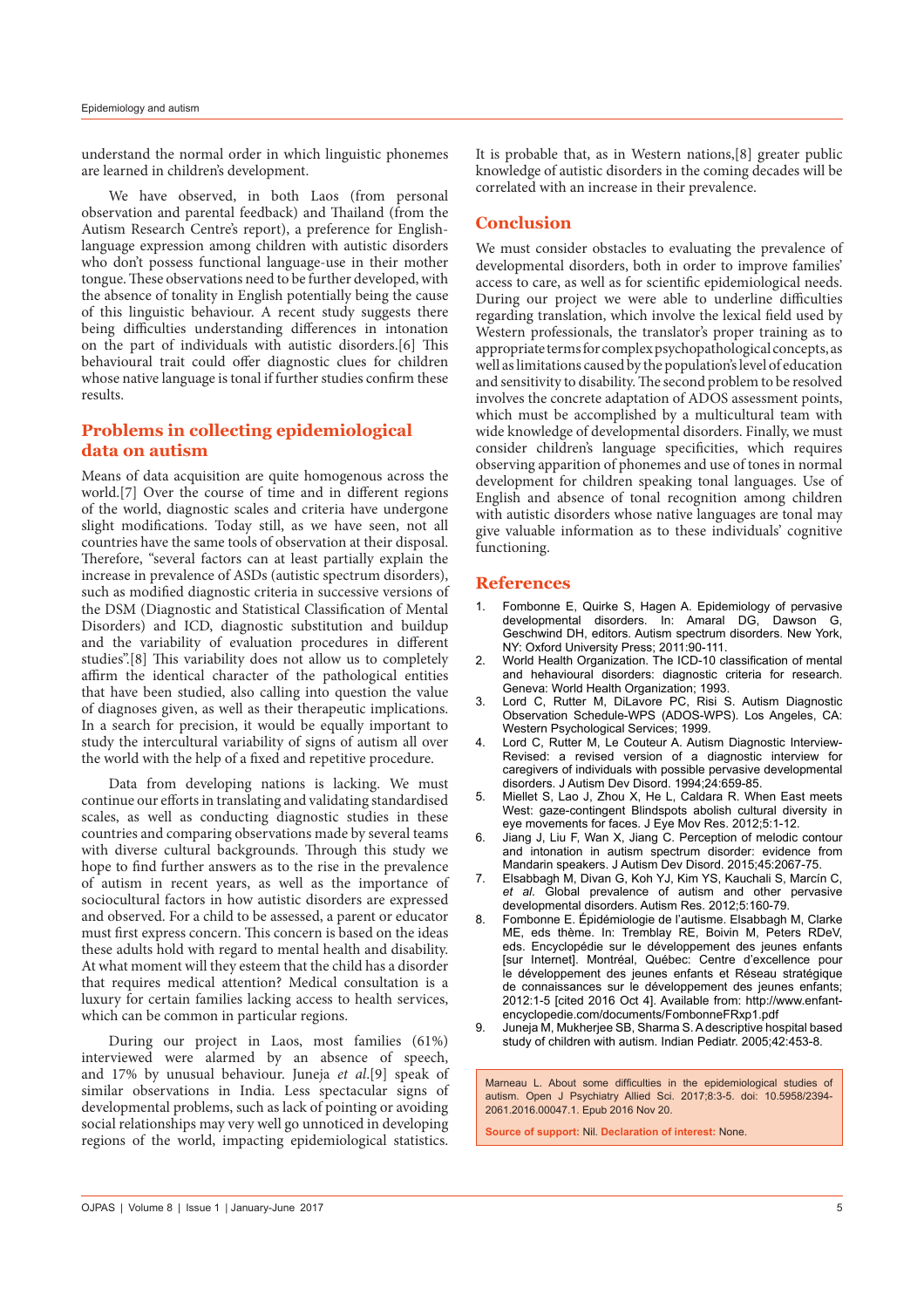understand the normal order in which linguistic phonemes are learned in children's development.

We have observed, in both Laos (from personal observation and parental feedback) and Thailand (from the Autism Research Centre's report), a preference for English-language expression among children with autistic disorders who don't possess functional language-use in their mother tongue. These observations need to be further developed, with the absence of tonality in English potentially being the cause of this linguistic behaviour. A recent study suggests there being difficulties understanding differences in intonation on the part of individuals with autistic disorders.[6] This behavioural trait could offer diagnostic clues for children whose native language is tonal if further studies confirm these results.

## Problems in collecting epidemiological data on autism

Means of data acquisition are quite homogenous across the world.[7] Over the course of time and in different regions of the world, diagnostic scales and criteria have undergone slight modifications. Today still, as we have seen, not all countries have the same tools of observation at their disposal. Therefore, "several factors can at least partially explain the increase in prevalence of ASDs (autistic spectrum disorders), such as modified diagnostic criteria in successive versions of the DSM (Diagnostic and Statistical Classification of Mental Disorders) and ICD, diagnostic substitution and buildup and the variability of evaluation procedures in different studies".[8] This variability does not allow us to completely affirm the identical character of the pathological entities that have been studied, also calling into question the value of diagnoses given, as well as their therapeutic implications. In a search for precision, it would be equally important to study the intercultural variability of signs of autism all over the world with the help of a fixed and repetitive procedure.

Data from developing nations is lacking. We must continue our efforts in translating and validating standardised scales, as well as conducting diagnostic studies in these countries and comparing observations made by several teams with diverse cultural backgrounds. Through this study we hope to find further answers as to the rise in the prevalence of autism in recent years, as well as the importance of sociocultural factors in how autistic disorders are expressed and observed. For a child to be assessed, a parent or educator must first express concern. This concern is based on the ideas these adults hold with regard to mental health and disability. At what moment will they esteem that the child has a disorder that requires medical attention? Medical consultation is a luxury for certain families lacking access to health services, which can be common in particular regions.

During our project in Laos, most families (61%) interviewed were alarmed by an absence of speech, and 17% by unusual behaviour. Juneja *et al*.[9] speak of similar observations in India. Less spectacular signs of developmental problems, such as lack of pointing or avoiding social relationships may very well go unnoticed in developing regions of the world, impacting epidemiological statistics. It is probable that, as in Western nations,[8] greater public knowledge of autistic disorders in the coming decades will be correlated with an increase in their prevalence.

## Conclusion

We must consider obstacles to evaluating the prevalence of developmental disorders, both in order to improve families' access to care, as well as for scientific epidemiological needs. During our project we were able to underline difficulties regarding translation, which involve the lexical field used by Western professionals, the translator's proper training as to appropriate terms for complex psychopathological concepts, as well as limitations caused by the population's level of education and sensitivity to disability. The second problem to be resolved involves the concrete adaptation of ADOS assessment points, which must be accomplished by a multicultural team with wide knowledge of developmental disorders. Finally, we must consider children's language specificities, which requires observing apparition of phonemes and use of tones in normal development for children speaking tonal languages. Use of English and absence of tonal recognition among children with autistic disorders whose native languages are tonal may give valuable information as to these individuals' cognitive functioning.

## References

1. Fombonne E, Quirke S, Hagen A. Epidemiology of pervasive developmental disorders. In: Amaral DG, Dawson G, Geschwind DH, editors. Autism spectrum disorders. New York, NY: Oxford University Press; 2011:90-111.
2. World Health Organization. The ICD-10 classification of mental and hehavioural disorders: diagnostic criteria for research. Geneva: World Health Organization; 1993.
3. Lord C, Rutter M, DiLavore PC, Risi S. Autism Diagnostic Observation Schedule-WPS (ADOS-WPS). Los Angeles, CA: Western Psychological Services; 1999.
4. Lord C, Rutter M, Le Couteur A. Autism Diagnostic Interview-Revised: a revised version of a diagnostic interview for caregivers of individuals with possible pervasive developmental disorders. J Autism Dev Disord. 1994;24:659-85.
5. Miellet S, Lao J, Zhou X, He L, Caldara R. When East meets West: gaze-contingent Blindspots abolish cultural diversity in eye movements for faces. J Eye Mov Res. 2012;5:1-12.
6. Jiang J, Liu F, Wan X, Jiang C. Perception of melodic contour and intonation in autism spectrum disorder: evidence from Mandarin speakers. J Autism Dev Disord. 2015;45:2067-75.
7. Elsabbagh M, Divan G, Koh YJ, Kim YS, Kauchali S, Marcín C, *et al*. Global prevalence of autism and other pervasive developmental disorders. Autism Res. 2012;5:160-79.
8. Fombonne E. Épidémiologie de l'autisme. Elsabbagh M, Clarke ME, eds thème. In: Tremblay RE, Boivin M, Peters RDeV, eds. Encyclopédie sur le développement des jeunes enfants [sur Internet]. Montréal, Québec: Centre d'excellence pour le développement des jeunes enfants et Réseau stratégique de connaissances sur le développement des jeunes enfants; 2012:1-5 [cited 2016 Oct 4]. Available from: http://www.enfant-encyclopedie.com/documents/FombonneFRxp1.pdf
9. Juneja M, Mukherjee SB, Sharma S. A descriptive hospital based study of children with autism. Indian Pediatr. 2005;42:453-8.

Marneau L. About some difficulties in the epidemiological studies of autism. Open J Psychiatry Allied Sci. 2017;8:3-5. doi: 10.5958/2394-2061.2016.00047.1. Epub 2016 Nov 20.

**Source of support:** Nil. **Declaration of interest:** None.